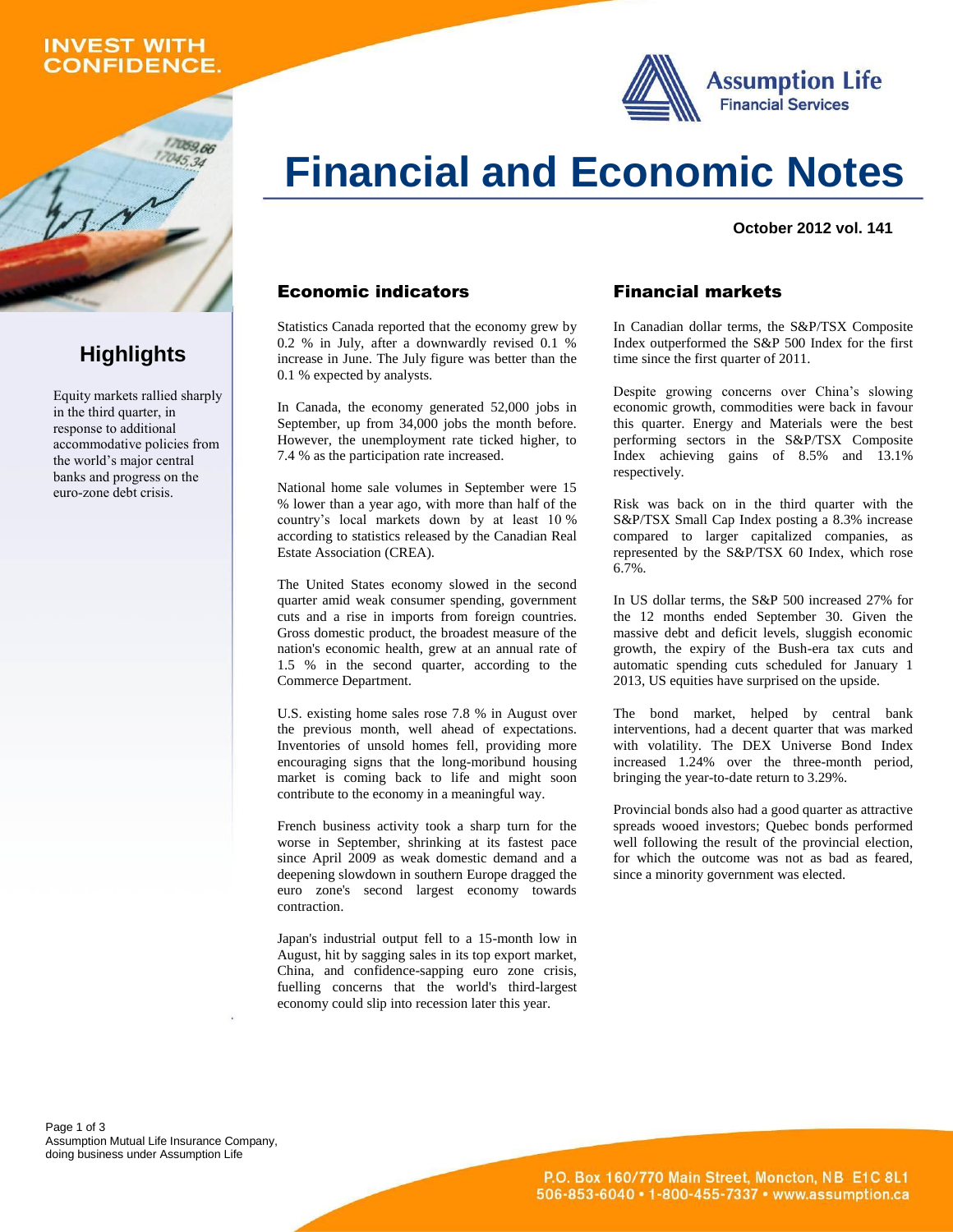INVEST WITH CONFIDENCE.

Assumption Life Financial Services

# Financial and Economic Notes

**October 2012 vol. 141**

## Highlights

Equity markets rallied sharply in the third quarter, in response to additional accommodative policies from the world's major central banks and progress on the euro-zone debt crisis.

## Economic indicators

Statistics Canada reported that the economy grew by 0.2 % in July, after a downwardly revised 0.1 % increase in June. The July figure was better than the 0.1 % expected by analysts.

In Canada, the economy generated 52,000 jobs in September, up from 34,000 jobs the month before. However, the unemployment rate ticked higher, to 7.4 % as the participation rate increased.

National home sale volumes in September were 15 % lower than a year ago, with more than half of the country's local markets down by at least 10 % according to statistics released by the Canadian Real Estate Association (CREA).

The United States economy slowed in the second quarter amid weak consumer spending, government cuts and a rise in imports from foreign countries. Gross domestic product, the broadest measure of the nation's economic health, grew at an annual rate of 1.5 % in the second quarter, according to the Commerce Department.

U.S. existing home sales rose 7.8 % in August over the previous month, well ahead of expectations. Inventories of unsold homes fell, providing more encouraging signs that the long-moribund housing market is coming back to life and might soon contribute to the economy in a meaningful way.

French business activity took a sharp turn for the worse in September, shrinking at its fastest pace since April 2009 as weak domestic demand and a deepening slowdown in southern Europe dragged the euro zone's second largest economy towards contraction.

Japan's industrial output fell to a 15-month low in August, hit by sagging sales in its top export market, China, and confidence-sapping euro zone crisis, fuelling concerns that the world's third-largest economy could slip into recession later this year.

## Financial markets

In Canadian dollar terms, the S&P/TSX Composite Index outperformed the S&P 500 Index for the first time since the first quarter of 2011.

Despite growing concerns over China's slowing economic growth, commodities were back in favour this quarter. Energy and Materials were the best performing sectors in the S&P/TSX Composite Index achieving gains of 8.5% and 13.1% respectively.

Risk was back on in the third quarter with the S&P/TSX Small Cap Index posting a 8.3% increase compared to larger capitalized companies, as represented by the S&P/TSX 60 Index, which rose 6.7%.

In US dollar terms, the S&P 500 increased 27% for the 12 months ended September 30. Given the massive debt and deficit levels, sluggish economic growth, the expiry of the Bush-era tax cuts and automatic spending cuts scheduled for January 1 2013, US equities have surprised on the upside.

The bond market, helped by central bank interventions, had a decent quarter that was marked with volatility. The DEX Universe Bond Index increased 1.24% over the three-month period, bringing the year-to-date return to 3.29%.

Provincial bonds also had a good quarter as attractive spreads wooed investors; Quebec bonds performed well following the result of the provincial election, for which the outcome was not as bad as feared, since a minority government was elected.

Assumption Mutual Life Insurance Company, doing business under Assumption Life

P.O. Box 160/770 Main Street, Moncton, NB E1C 8L1
506-853-6040 • 1-800-455-7337 • www.assumption.ca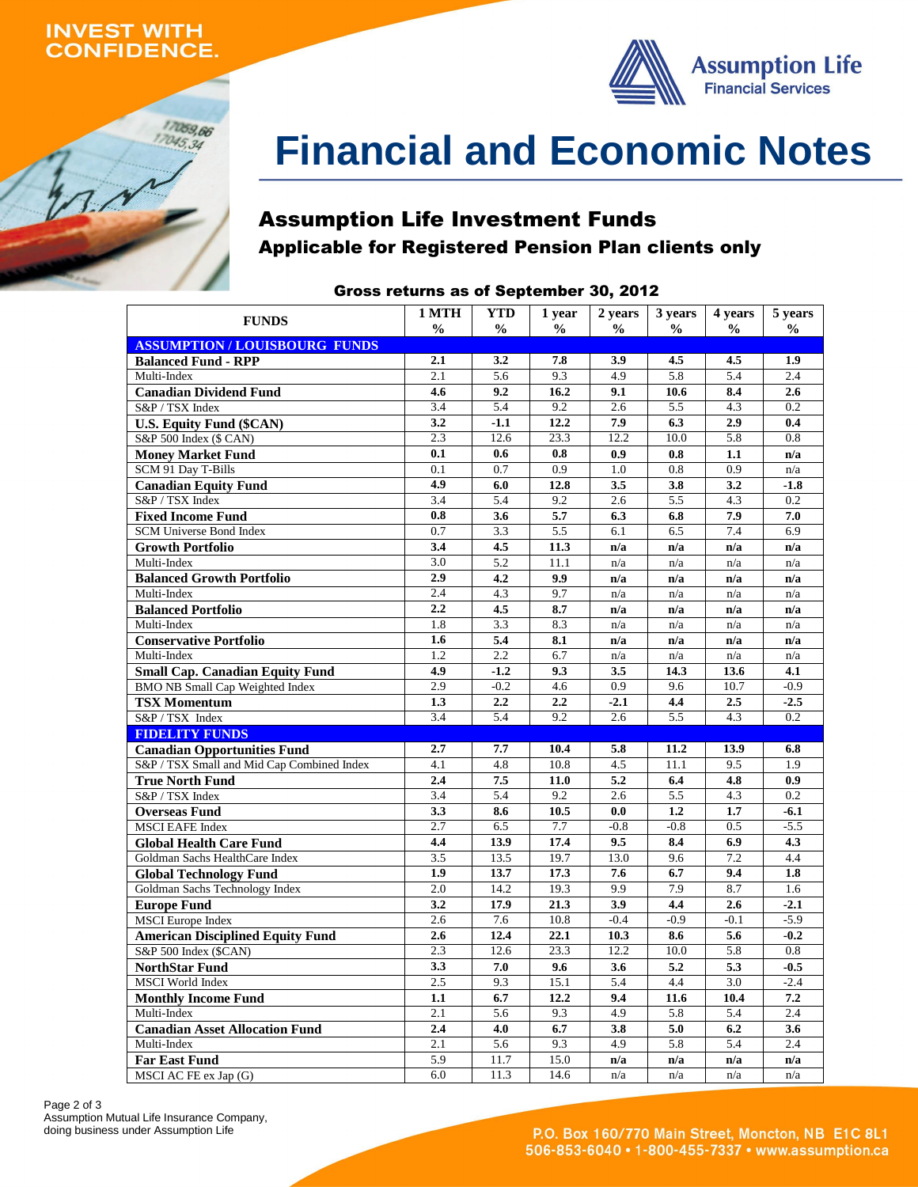INVEST WITH CONFIDENCE.

Assumption Life Financial Services

# Financial and Economic Notes

## Assumption Life Investment Funds

### Applicable for Registered Pension Plan clients only

**Gross returns as of September 30, 2012**

| FUNDS | 1 MTH % | YTD % | 1 year % | 2 years % | 3 years % | 4 years % | 5 years % |
|---|---|---|---|---|---|---|---|
| **ASSUMPTION / LOUISBOURG FUNDS** | | | | | | | |
| **Balanced Fund - RPP** | **2.1** | **3.2** | **7.8** | **3.9** | **4.5** | **4.5** | **1.9** |
| Multi-Index | 2.1 | 5.6 | 9.3 | 4.9 | 5.8 | 5.4 | 2.4 |
| **Canadian Dividend Fund** | **4.6** | **9.2** | **16.2** | **9.1** | **10.6** | **8.4** | **2.6** |
| S&P / TSX Index | 3.4 | 5.4 | 9.2 | 2.6 | 5.5 | 4.3 | 0.2 |
| **U.S. Equity Fund ($CAN)** | **3.2** | **-1.1** | **12.2** | **7.9** | **6.3** | **2.9** | **0.4** |
| S&P 500 Index ($ CAN) | 2.3 | 12.6 | 23.3 | 12.2 | 10.0 | 5.8 | 0.8 |
| **Money Market Fund** | **0.1** | **0.6** | **0.8** | **0.9** | **0.8** | **1.1** | **n/a** |
| SCM 91 Day T-Bills | 0.1 | 0.7 | 0.9 | 1.0 | 0.8 | 0.9 | n/a |
| **Canadian Equity Fund** | **4.9** | **6.0** | **12.8** | **3.5** | **3.8** | **3.2** | **-1.8** |
| S&P / TSX Index | 3.4 | 5.4 | 9.2 | 2.6 | 5.5 | 4.3 | 0.2 |
| **Fixed Income Fund** | **0.8** | **3.6** | **5.7** | **6.3** | **6.8** | **7.9** | **7.0** |
| SCM Universe Bond Index | 0.7 | 3.3 | 5.5 | 6.1 | 6.5 | 7.4 | 6.9 |
| **Growth Portfolio** | **3.4** | **4.5** | **11.3** | **n/a** | **n/a** | **n/a** | **n/a** |
| Multi-Index | 3.0 | 5.2 | 11.1 | n/a | n/a | n/a | n/a |
| **Balanced Growth Portfolio** | **2.9** | **4.2** | **9.9** | **n/a** | **n/a** | **n/a** | **n/a** |
| Multi-Index | 2.4 | 4.3 | 9.7 | n/a | n/a | n/a | n/a |
| **Balanced Portfolio** | **2.2** | **4.5** | **8.7** | **n/a** | **n/a** | **n/a** | **n/a** |
| Multi-Index | 1.8 | 3.3 | 8.3 | n/a | n/a | n/a | n/a |
| **Conservative Portfolio** | **1.6** | **5.4** | **8.1** | **n/a** | **n/a** | **n/a** | **n/a** |
| Multi-Index | 1.2 | 2.2 | 6.7 | n/a | n/a | n/a | n/a |
| **Small Cap. Canadian Equity Fund** | **4.9** | **-1.2** | **9.3** | **3.5** | **14.3** | **13.6** | **4.1** |
| BMO NB Small Cap Weighted Index | 2.9 | -0.2 | 4.6 | 0.9 | 9.6 | 10.7 | -0.9 |
| **TSX Momentum** | **1.3** | **2.2** | **2.2** | **-2.1** | **4.4** | **2.5** | **-2.5** |
| S&P / TSX Index | 3.4 | 5.4 | 9.2 | 2.6 | 5.5 | 4.3 | 0.2 |
| **FIDELITY FUNDS** | | | | | | | |
| **Canadian Opportunities Fund** | **2.7** | **7.7** | **10.4** | **5.8** | **11.2** | **13.9** | **6.8** |
| S&P / TSX Small and Mid Cap Combined Index | 4.1 | 4.8 | 10.8 | 4.5 | 11.1 | 9.5 | 1.9 |
| **True North Fund** | **2.4** | **7.5** | **11.0** | **5.2** | **6.4** | **4.8** | **0.9** |
| S&P / TSX Index | 3.4 | 5.4 | 9.2 | 2.6 | 5.5 | 4.3 | 0.2 |
| **Overseas Fund** | **3.3** | **8.6** | **10.5** | **0.0** | **1.2** | **1.7** | **-6.1** |
| MSCI EAFE Index | 2.7 | 6.5 | 7.7 | -0.8 | -0.8 | 0.5 | -5.5 |
| **Global Health Care Fund** | **4.4** | **13.9** | **17.4** | **9.5** | **8.4** | **6.9** | **4.3** |
| Goldman Sachs HealthCare Index | 3.5 | 13.5 | 19.7 | 13.0 | 9.6 | 7.2 | 4.4 |
| **Global Technology Fund** | **1.9** | **13.7** | **17.3** | **7.6** | **6.7** | **9.4** | **1.8** |
| Goldman Sachs Technology Index | 2.0 | 14.2 | 19.3 | 9.9 | 7.9 | 8.7 | 1.6 |
| **Europe Fund** | **3.2** | **17.9** | **21.3** | **3.9** | **4.4** | **2.6** | **-2.1** |
| MSCI Europe Index | 2.6 | 7.6 | 10.8 | -0.4 | -0.9 | -0.1 | -5.9 |
| **American Disciplined Equity Fund** | **2.6** | **12.4** | **22.1** | **10.3** | **8.6** | **5.6** | **-0.2** |
| S&P 500 Index ($CAN) | 2.3 | 12.6 | 23.3 | 12.2 | 10.0 | 5.8 | 0.8 |
| **NorthStar Fund** | **3.3** | **7.0** | **9.6** | **3.6** | **5.2** | **5.3** | **-0.5** |
| MSCI World Index | 2.5 | 9.3 | 15.1 | 5.4 | 4.4 | 3.0 | -2.4 |
| **Monthly Income Fund** | **1.1** | **6.7** | **12.2** | **9.4** | **11.6** | **10.4** | **7.2** |
| Multi-Index | 2.1 | 5.6 | 9.3 | 4.9 | 5.8 | 5.4 | 2.4 |
| **Canadian Asset Allocation Fund** | **2.4** | **4.0** | **6.7** | **3.8** | **5.0** | **6.2** | **3.6** |
| Multi-Index | 2.1 | 5.6 | 9.3 | 4.9 | 5.8 | 5.4 | 2.4 |
| **Far East Fund** | 5.9 | 11.7 | 15.0 | **n/a** | **n/a** | **n/a** | **n/a** |
| MSCI AC FE ex Jap (G) | 6.0 | 11.3 | 14.6 | n/a | n/a | n/a | n/a |

Assumption Mutual Life Insurance Company, doing business under Assumption Life

P.O. Box 160/770 Main Street, Moncton, NB E1C 8L1
506-853-6040 • 1-800-455-7337 • www.assumption.ca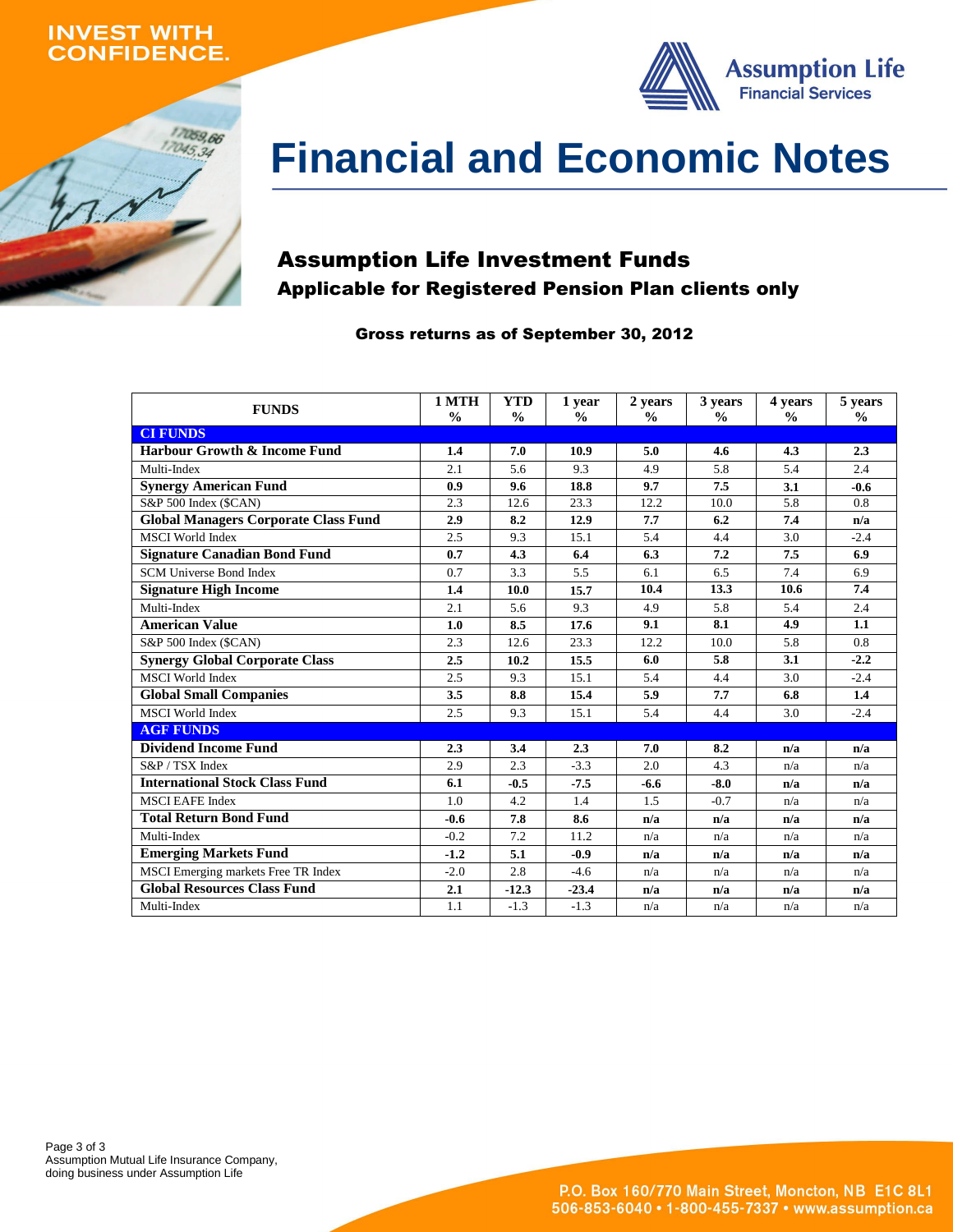INVEST WITH CONFIDENCE.

Assumption Life Financial Services

# Financial and Economic Notes

## Assumption Life Investment Funds

### Applicable for Registered Pension Plan clients only

**Gross returns as of September 30, 2012**

| FUNDS | 1 MTH % | YTD % | 1 year % | 2 years % | 3 years % | 4 years % | 5 years % |
|---|---|---|---|---|---|---|---|
| **CI FUNDS** | | | | | | | |
| **Harbour Growth & Income Fund** | **1.4** | **7.0** | **10.9** | **5.0** | **4.6** | **4.3** | **2.3** |
| Multi-Index | 2.1 | 5.6 | 9.3 | 4.9 | 5.8 | 5.4 | 2.4 |
| **Synergy American Fund** | **0.9** | **9.6** | **18.8** | **9.7** | **7.5** | **3.1** | **-0.6** |
| S&P 500 Index ($CAN) | 2.3 | 12.6 | 23.3 | 12.2 | 10.0 | 5.8 | 0.8 |
| **Global Managers Corporate Class Fund** | **2.9** | **8.2** | **12.9** | **7.7** | **6.2** | **7.4** | **n/a** |
| MSCI World Index | 2.5 | 9.3 | 15.1 | 5.4 | 4.4 | 3.0 | -2.4 |
| **Signature Canadian Bond Fund** | **0.7** | **4.3** | **6.4** | **6.3** | **7.2** | **7.5** | **6.9** |
| SCM Universe Bond Index | 0.7 | 3.3 | 5.5 | 6.1 | 6.5 | 7.4 | 6.9 |
| **Signature High Income** | **1.4** | **10.0** | **15.7** | **10.4** | **13.3** | **10.6** | **7.4** |
| Multi-Index | 2.1 | 5.6 | 9.3 | 4.9 | 5.8 | 5.4 | 2.4 |
| **American Value** | **1.0** | **8.5** | **17.6** | **9.1** | **8.1** | **4.9** | **1.1** |
| S&P 500 Index ($CAN) | 2.3 | 12.6 | 23.3 | 12.2 | 10.0 | 5.8 | 0.8 |
| **Synergy Global Corporate Class** | **2.5** | **10.2** | **15.5** | **6.0** | **5.8** | **3.1** | **-2.2** |
| MSCI World Index | 2.5 | 9.3 | 15.1 | 5.4 | 4.4 | 3.0 | -2.4 |
| **Global Small Companies** | **3.5** | **8.8** | **15.4** | **5.9** | **7.7** | **6.8** | **1.4** |
| MSCI World Index | 2.5 | 9.3 | 15.1 | 5.4 | 4.4 | 3.0 | -2.4 |
| **AGF FUNDS** | | | | | | | |
| **Dividend Income Fund** | **2.3** | **3.4** | **2.3** | **7.0** | **8.2** | **n/a** | **n/a** |
| S&P / TSX Index | 2.9 | 2.3 | -3.3 | 2.0 | 4.3 | n/a | n/a |
| **International Stock Class Fund** | **6.1** | **-0.5** | **-7.5** | **-6.6** | **-8.0** | **n/a** | **n/a** |
| MSCI EAFE Index | 1.0 | 4.2 | 1.4 | 1.5 | -0.7 | n/a | n/a |
| **Total Return Bond Fund** | **-0.6** | **7.8** | **8.6** | **n/a** | **n/a** | **n/a** | **n/a** |
| Multi-Index | -0.2 | 7.2 | 11.2 | n/a | n/a | n/a | n/a |
| **Emerging Markets Fund** | **-1.2** | **5.1** | **-0.9** | **n/a** | **n/a** | **n/a** | **n/a** |
| MSCI Emerging markets Free TR Index | -2.0 | 2.8 | -4.6 | n/a | n/a | n/a | n/a |
| **Global Resources Class Fund** | **2.1** | **-12.3** | **-23.4** | **n/a** | **n/a** | **n/a** | **n/a** |
| Multi-Index | 1.1 | -1.3 | -1.3 | n/a | n/a | n/a | n/a |

Assumption Mutual Life Insurance Company, doing business under Assumption Life

P.O. Box 160/770 Main Street, Moncton, NB E1C 8L1
506-853-6040 • 1-800-455-7337 • www.assumption.ca